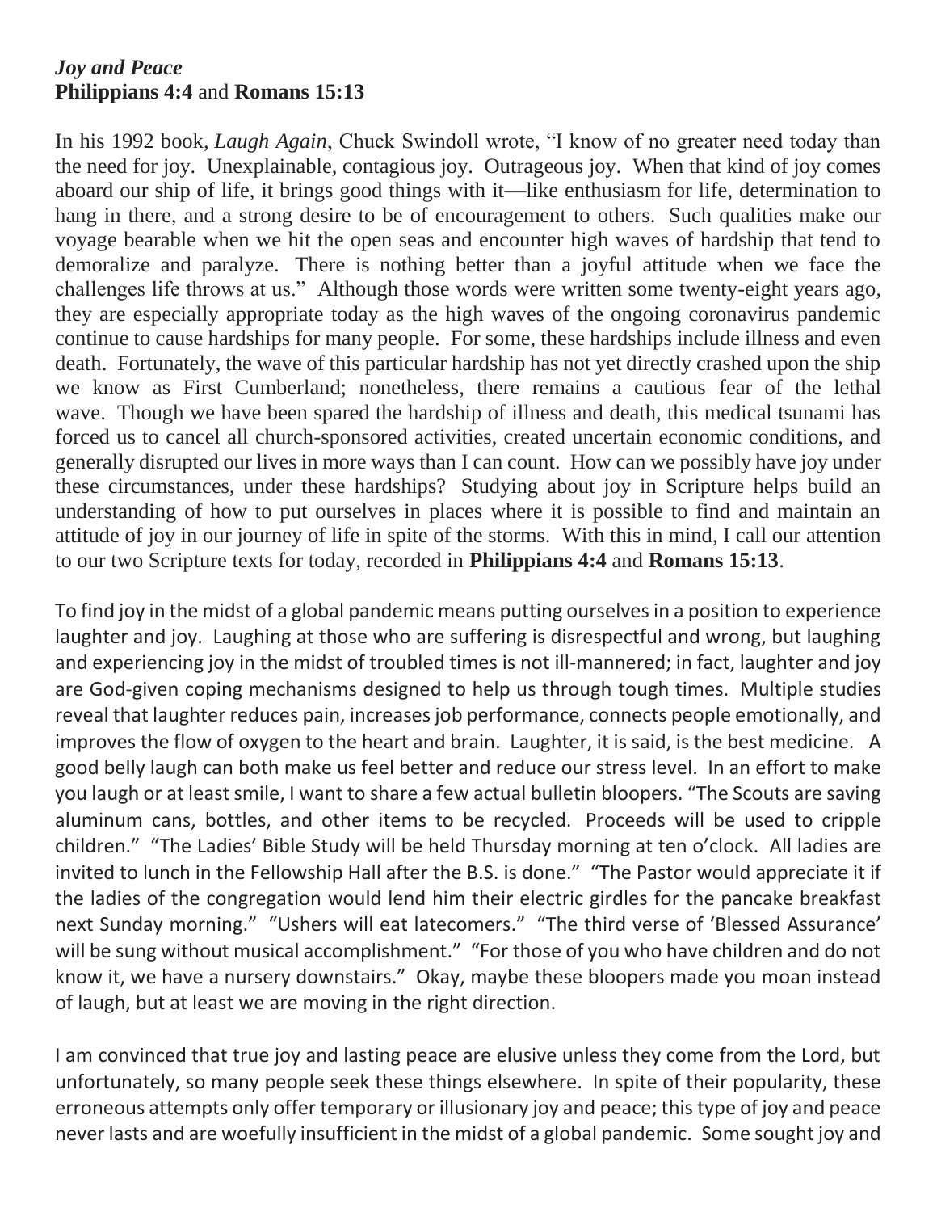***Joy and Peace***
**Philippians 4:4** and **Romans 15:13**

In his 1992 book, *Laugh Again*, Chuck Swindoll wrote, "I know of no greater need today than the need for joy. Unexplainable, contagious joy. Outrageous joy. When that kind of joy comes aboard our ship of life, it brings good things with it—like enthusiasm for life, determination to hang in there, and a strong desire to be of encouragement to others. Such qualities make our voyage bearable when we hit the open seas and encounter high waves of hardship that tend to demoralize and paralyze. There is nothing better than a joyful attitude when we face the challenges life throws at us." Although those words were written some twenty-eight years ago, they are especially appropriate today as the high waves of the ongoing coronavirus pandemic continue to cause hardships for many people. For some, these hardships include illness and even death. Fortunately, the wave of this particular hardship has not yet directly crashed upon the ship we know as First Cumberland; nonetheless, there remains a cautious fear of the lethal wave. Though we have been spared the hardship of illness and death, this medical tsunami has forced us to cancel all church-sponsored activities, created uncertain economic conditions, and generally disrupted our lives in more ways than I can count. How can we possibly have joy under these circumstances, under these hardships? Studying about joy in Scripture helps build an understanding of how to put ourselves in places where it is possible to find and maintain an attitude of joy in our journey of life in spite of the storms. With this in mind, I call our attention to our two Scripture texts for today, recorded in **Philippians 4:4** and **Romans 15:13**.

To find joy in the midst of a global pandemic means putting ourselves in a position to experience laughter and joy. Laughing at those who are suffering is disrespectful and wrong, but laughing and experiencing joy in the midst of troubled times is not ill-mannered; in fact, laughter and joy are God-given coping mechanisms designed to help us through tough times. Multiple studies reveal that laughter reduces pain, increases job performance, connects people emotionally, and improves the flow of oxygen to the heart and brain. Laughter, it is said, is the best medicine. A good belly laugh can both make us feel better and reduce our stress level. In an effort to make you laugh or at least smile, I want to share a few actual bulletin bloopers. "The Scouts are saving aluminum cans, bottles, and other items to be recycled. Proceeds will be used to cripple children." "The Ladies' Bible Study will be held Thursday morning at ten o'clock. All ladies are invited to lunch in the Fellowship Hall after the B.S. is done." "The Pastor would appreciate it if the ladies of the congregation would lend him their electric girdles for the pancake breakfast next Sunday morning." "Ushers will eat latecomers." "The third verse of 'Blessed Assurance' will be sung without musical accomplishment." "For those of you who have children and do not know it, we have a nursery downstairs." Okay, maybe these bloopers made you moan instead of laugh, but at least we are moving in the right direction.

I am convinced that true joy and lasting peace are elusive unless they come from the Lord, but unfortunately, so many people seek these things elsewhere. In spite of their popularity, these erroneous attempts only offer temporary or illusionary joy and peace; this type of joy and peace never lasts and are woefully insufficient in the midst of a global pandemic. Some sought joy and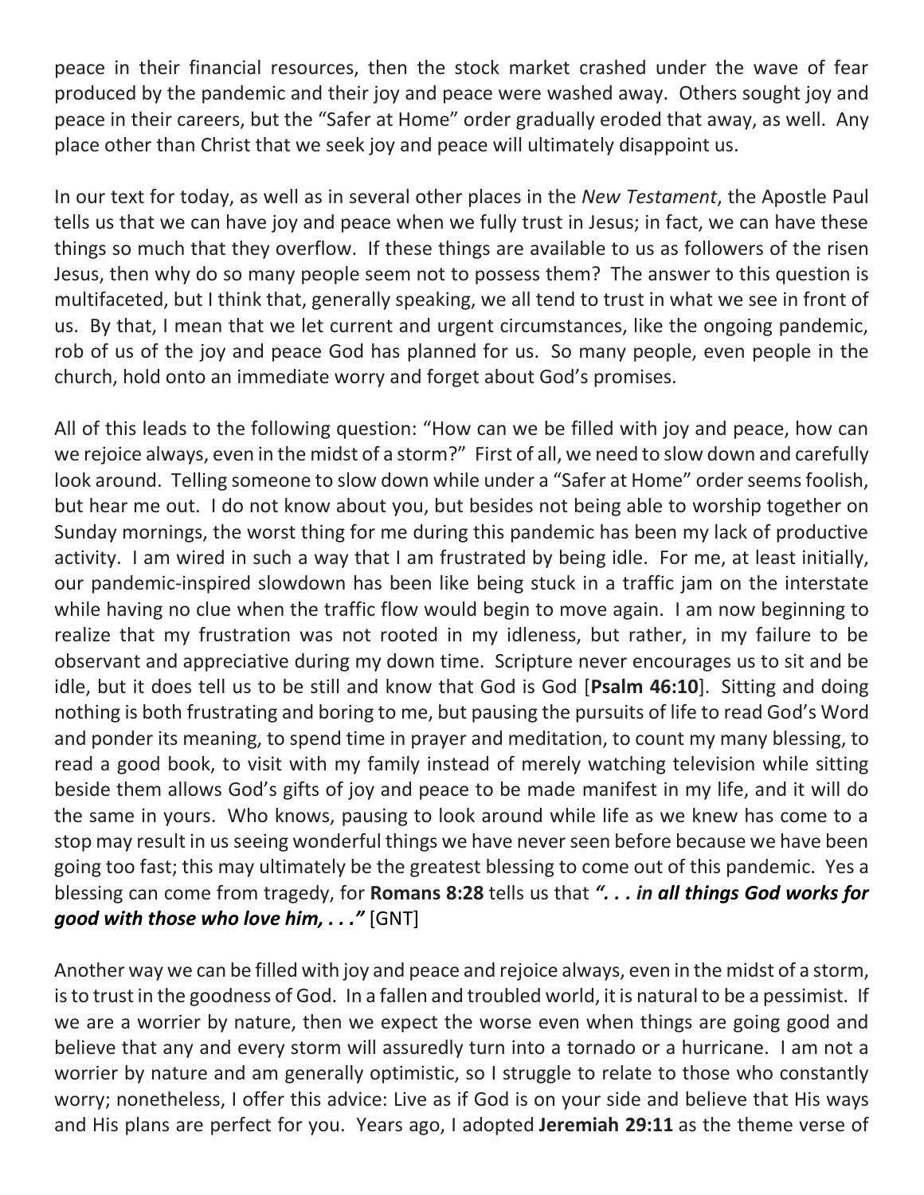peace in their financial resources, then the stock market crashed under the wave of fear produced by the pandemic and their joy and peace were washed away. Others sought joy and peace in their careers, but the "Safer at Home" order gradually eroded that away, as well. Any place other than Christ that we seek joy and peace will ultimately disappoint us.

In our text for today, as well as in several other places in the *New Testament*, the Apostle Paul tells us that we can have joy and peace when we fully trust in Jesus; in fact, we can have these things so much that they overflow. If these things are available to us as followers of the risen Jesus, then why do so many people seem not to possess them? The answer to this question is multifaceted, but I think that, generally speaking, we all tend to trust in what we see in front of us. By that, I mean that we let current and urgent circumstances, like the ongoing pandemic, rob of us of the joy and peace God has planned for us. So many people, even people in the church, hold onto an immediate worry and forget about God's promises.

All of this leads to the following question: "How can we be filled with joy and peace, how can we rejoice always, even in the midst of a storm?" First of all, we need to slow down and carefully look around. Telling someone to slow down while under a "Safer at Home" order seems foolish, but hear me out. I do not know about you, but besides not being able to worship together on Sunday mornings, the worst thing for me during this pandemic has been my lack of productive activity. I am wired in such a way that I am frustrated by being idle. For me, at least initially, our pandemic-inspired slowdown has been like being stuck in a traffic jam on the interstate while having no clue when the traffic flow would begin to move again. I am now beginning to realize that my frustration was not rooted in my idleness, but rather, in my failure to be observant and appreciative during my down time. Scripture never encourages us to sit and be idle, but it does tell us to be still and know that God is God [**Psalm 46:10**]. Sitting and doing nothing is both frustrating and boring to me, but pausing the pursuits of life to read God's Word and ponder its meaning, to spend time in prayer and meditation, to count my many blessing, to read a good book, to visit with my family instead of merely watching television while sitting beside them allows God's gifts of joy and peace to be made manifest in my life, and it will do the same in yours. Who knows, pausing to look around while life as we knew has come to a stop may result in us seeing wonderful things we have never seen before because we have been going too fast; this may ultimately be the greatest blessing to come out of this pandemic. Yes a blessing can come from tragedy, for **Romans 8:28** tells us that ***". . . in all things God works for good with those who love him, . . ."*** [GNT]

Another way we can be filled with joy and peace and rejoice always, even in the midst of a storm, is to trust in the goodness of God. In a fallen and troubled world, it is natural to be a pessimist. If we are a worrier by nature, then we expect the worse even when things are going good and believe that any and every storm will assuredly turn into a tornado or a hurricane. I am not a worrier by nature and am generally optimistic, so I struggle to relate to those who constantly worry; nonetheless, I offer this advice: Live as if God is on your side and believe that His ways and His plans are perfect for you. Years ago, I adopted **Jeremiah 29:11** as the theme verse of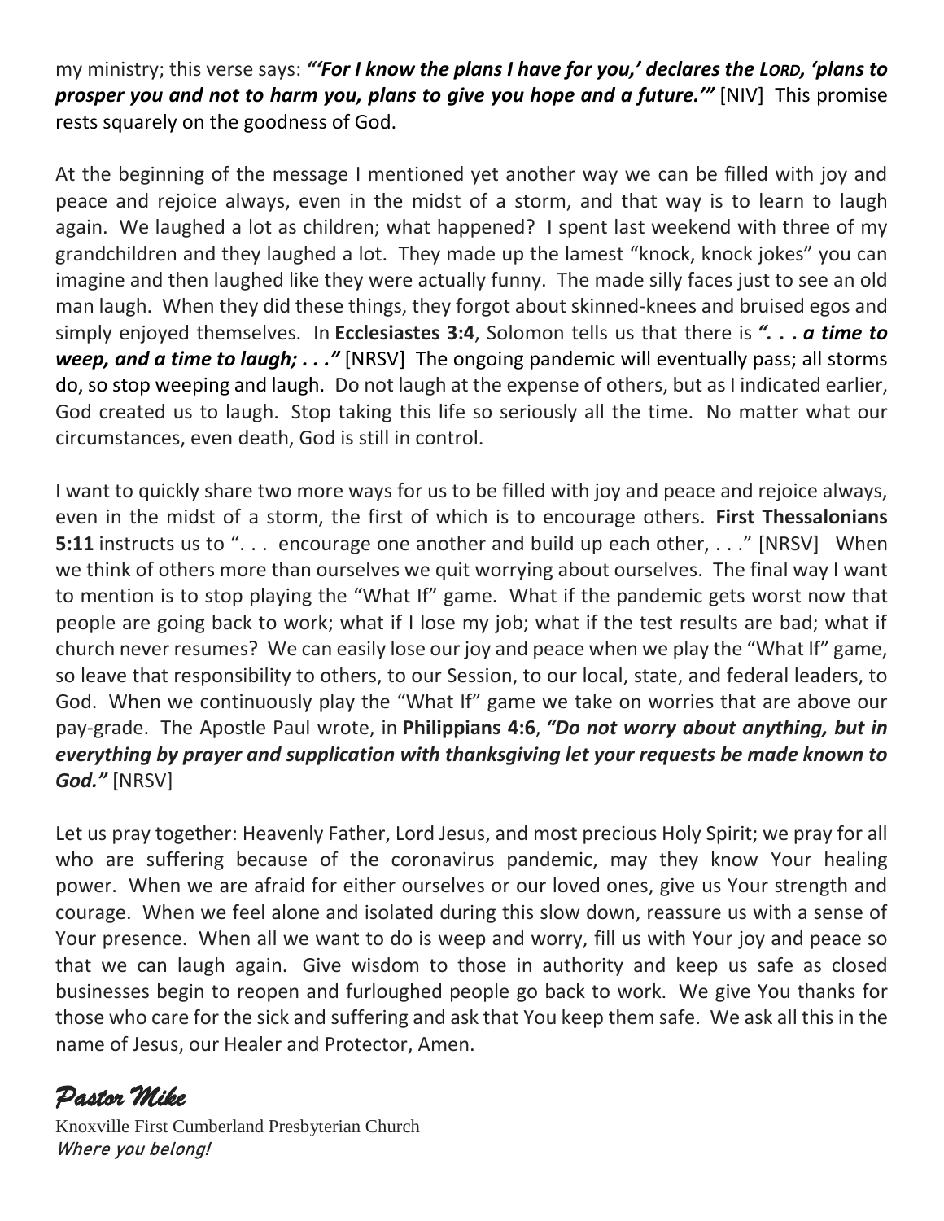my ministry; this verse says: ***"'For I know the plans I have for you,' declares the LORD, 'plans to prosper you and not to harm you, plans to give you hope and a future.'"*** [NIV] This promise rests squarely on the goodness of God.

At the beginning of the message I mentioned yet another way we can be filled with joy and peace and rejoice always, even in the midst of a storm, and that way is to learn to laugh again. We laughed a lot as children; what happened? I spent last weekend with three of my grandchildren and they laughed a lot. They made up the lamest "knock, knock jokes" you can imagine and then laughed like they were actually funny. The made silly faces just to see an old man laugh. When they did these things, they forgot about skinned-knees and bruised egos and simply enjoyed themselves. In **Ecclesiastes 3:4**, Solomon tells us that there is ***". . . a time to weep, and a time to laugh; . . ."*** [NRSV] The ongoing pandemic will eventually pass; all storms do, so stop weeping and laugh. Do not laugh at the expense of others, but as I indicated earlier, God created us to laugh. Stop taking this life so seriously all the time. No matter what our circumstances, even death, God is still in control.

I want to quickly share two more ways for us to be filled with joy and peace and rejoice always, even in the midst of a storm, the first of which is to encourage others. **First Thessalonians 5:11** instructs us to ". . . encourage one another and build up each other, . . ." [NRSV] When we think of others more than ourselves we quit worrying about ourselves. The final way I want to mention is to stop playing the "What If" game. What if the pandemic gets worst now that people are going back to work; what if I lose my job; what if the test results are bad; what if church never resumes? We can easily lose our joy and peace when we play the "What If" game, so leave that responsibility to others, to our Session, to our local, state, and federal leaders, to God. When we continuously play the "What If" game we take on worries that are above our pay-grade. The Apostle Paul wrote, in **Philippians 4:6**, ***"Do not worry about anything, but in everything by prayer and supplication with thanksgiving let your requests be made known to God."*** [NRSV]

Let us pray together: Heavenly Father, Lord Jesus, and most precious Holy Spirit; we pray for all who are suffering because of the coronavirus pandemic, may they know Your healing power. When we are afraid for either ourselves or our loved ones, give us Your strength and courage. When we feel alone and isolated during this slow down, reassure us with a sense of Your presence. When all we want to do is weep and worry, fill us with Your joy and peace so that we can laugh again. Give wisdom to those in authority and keep us safe as closed businesses begin to reopen and furloughed people go back to work. We give You thanks for those who care for the sick and suffering and ask that You keep them safe. We ask all this in the name of Jesus, our Healer and Protector, Amen.

*Pastor Mike*

Knoxville First Cumberland Presbyterian Church
*Where you belong!*